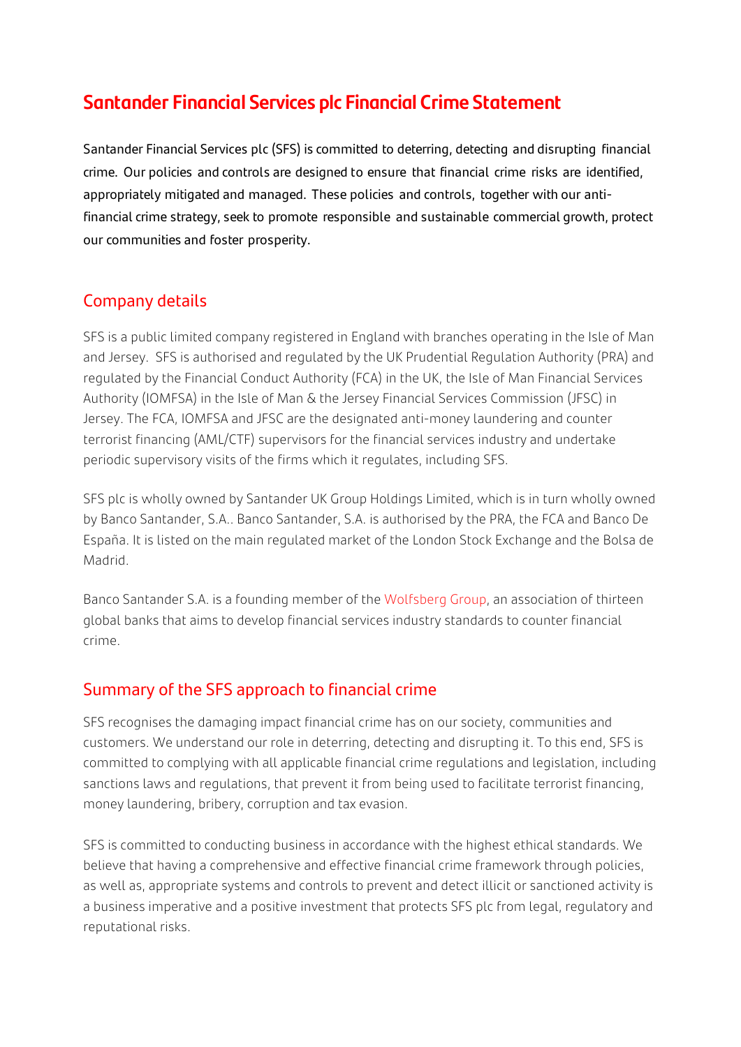# Santander Financial Services plc Financial Crime Statement

Santander Financial Services plc (SFS) is committed to deterring, detecting and disrupting financial crime. Our policies and controls are designed to ensure that financial crime risks are identified, appropriately mitigated and managed. These policies and controls, together with our anti-financial crime strategy, seek to promote responsible and sustainable commercial growth, protect our communities and foster prosperity.

## Company details

SFS is a public limited company registered in England with branches operating in the Isle of Man and Jersey. SFS is authorised and regulated by the UK Prudential Regulation Authority (PRA) and regulated by the Financial Conduct Authority (FCA) in the UK, the Isle of Man Financial Services Authority (IOMFSA) in the Isle of Man & the Jersey Financial Services Commission (JFSC) in Jersey. The FCA, IOMFSA and JFSC are the designated anti-money laundering and counter terrorist financing (AML/CTF) supervisors for the financial services industry and undertake periodic supervisory visits of the firms which it regulates, including SFS.

SFS plc is wholly owned by Santander UK Group Holdings Limited, which is in turn wholly owned by Banco Santander, S.A.. Banco Santander, S.A. is authorised by the PRA, the FCA and Banco De España. It is listed on the main regulated market of the London Stock Exchange and the Bolsa de Madrid.

Banco Santander S.A. is a founding member of the Wolfsberg Group, an association of thirteen global banks that aims to develop financial services industry standards to counter financial crime.

## Summary of the SFS approach to financial crime

SFS recognises the damaging impact financial crime has on our society, communities and customers. We understand our role in deterring, detecting and disrupting it. To this end, SFS is committed to complying with all applicable financial crime regulations and legislation, including sanctions laws and regulations, that prevent it from being used to facilitate terrorist financing, money laundering, bribery, corruption and tax evasion.

SFS is committed to conducting business in accordance with the highest ethical standards. We believe that having a comprehensive and effective financial crime framework through policies, as well as, appropriate systems and controls to prevent and detect illicit or sanctioned activity is a business imperative and a positive investment that protects SFS plc from legal, regulatory and reputational risks.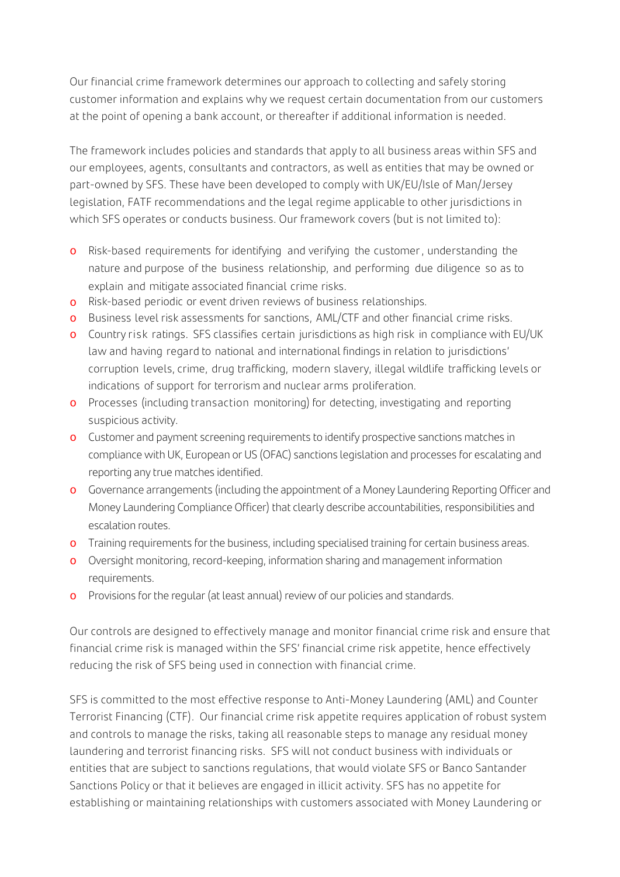Our financial crime framework determines our approach to collecting and safely storing customer information and explains why we request certain documentation from our customers at the point of opening a bank account, or thereafter if additional information is needed.

The framework includes policies and standards that apply to all business areas within SFS and our employees, agents, consultants and contractors, as well as entities that may be owned or part-owned by SFS. These have been developed to comply with UK/EU/Isle of Man/Jersey legislation, FATF recommendations and the legal regime applicable to other jurisdictions in which SFS operates or conducts business. Our framework covers (but is not limited to):

- Risk-based requirements for identifying and verifying the customer, understanding the nature and purpose of the business relationship, and performing due diligence so as to explain and mitigate associated financial crime risks.
- Risk-based periodic or event driven reviews of business relationships.
- Business level risk assessments for sanctions, AML/CTF and other financial crime risks.
- Country risk ratings. SFS classifies certain jurisdictions as high risk in compliance with EU/UK law and having regard to national and international findings in relation to jurisdictions' corruption levels, crime, drug trafficking, modern slavery, illegal wildlife trafficking levels or indications of support for terrorism and nuclear arms proliferation.
- Processes (including transaction monitoring) for detecting, investigating and reporting suspicious activity.
- Customer and payment screening requirements to identify prospective sanctions matches in compliance with UK, European or US (OFAC) sanctions legislation and processes for escalating and reporting any true matches identified.
- Governance arrangements (including the appointment of a Money Laundering Reporting Officer and Money Laundering Compliance Officer) that clearly describe accountabilities, responsibilities and escalation routes.
- Training requirements for the business, including specialised training for certain business areas.
- Oversight monitoring, record-keeping, information sharing and management information requirements.
- Provisions for the regular (at least annual) review of our policies and standards.

Our controls are designed to effectively manage and monitor financial crime risk and ensure that financial crime risk is managed within the SFS' financial crime risk appetite, hence effectively reducing the risk of SFS being used in connection with financial crime.

SFS is committed to the most effective response to Anti-Money Laundering (AML) and Counter Terrorist Financing (CTF). Our financial crime risk appetite requires application of robust system and controls to manage the risks, taking all reasonable steps to manage any residual money laundering and terrorist financing risks. SFS will not conduct business with individuals or entities that are subject to sanctions regulations, that would violate SFS or Banco Santander Sanctions Policy or that it believes are engaged in illicit activity. SFS has no appetite for establishing or maintaining relationships with customers associated with Money Laundering or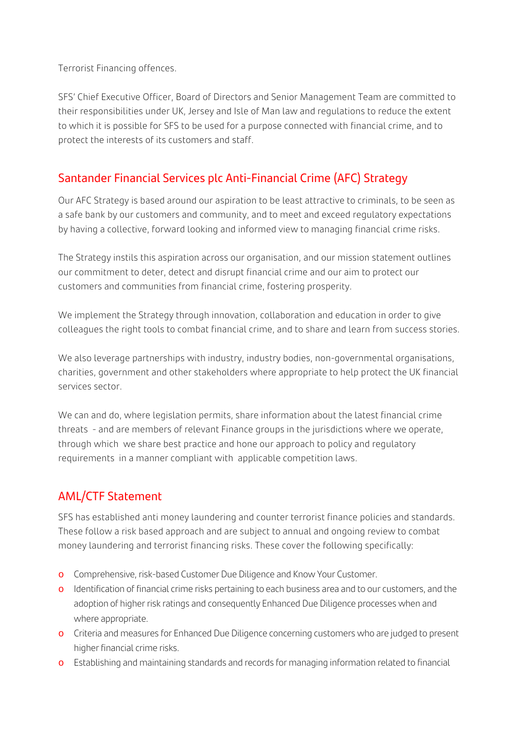Terrorist Financing offences.

SFS' Chief Executive Officer, Board of Directors and Senior Management Team are committed to their responsibilities under UK, Jersey and Isle of Man law and regulations to reduce the extent to which it is possible for SFS to be used for a purpose connected with financial crime, and to protect the interests of its customers and staff.

## Santander Financial Services plc Anti-Financial Crime (AFC) Strategy

Our AFC Strategy is based around our aspiration to be least attractive to criminals, to be seen as a safe bank by our customers and community, and to meet and exceed regulatory expectations by having a collective, forward looking and informed view to managing financial crime risks.

The Strategy instils this aspiration across our organisation, and our mission statement outlines our commitment to deter, detect and disrupt financial crime and our aim to protect our customers and communities from financial crime, fostering prosperity.

We implement the Strategy through innovation, collaboration and education in order to give colleagues the right tools to combat financial crime, and to share and learn from success stories.

We also leverage partnerships with industry, industry bodies, non-governmental organisations, charities, government and other stakeholders where appropriate to help protect the UK financial services sector.

We can and do, where legislation permits, share information about the latest financial crime threats - and are members of relevant Finance groups in the jurisdictions where we operate, through which we share best practice and hone our approach to policy and regulatory requirements in a manner compliant with applicable competition laws.

## AML/CTF Statement

SFS has established anti money laundering and counter terrorist finance policies and standards. These follow a risk based approach and are subject to annual and ongoing review to combat money laundering and terrorist financing risks. These cover the following specifically:

- Comprehensive, risk-based Customer Due Diligence and Know Your Customer.
- Identification of financial crime risks pertaining to each business area and to our customers, and the adoption of higher risk ratings and consequently Enhanced Due Diligence processes when and where appropriate.
- Criteria and measures for Enhanced Due Diligence concerning customers who are judged to present higher financial crime risks.
- Establishing and maintaining standards and records for managing information related to financial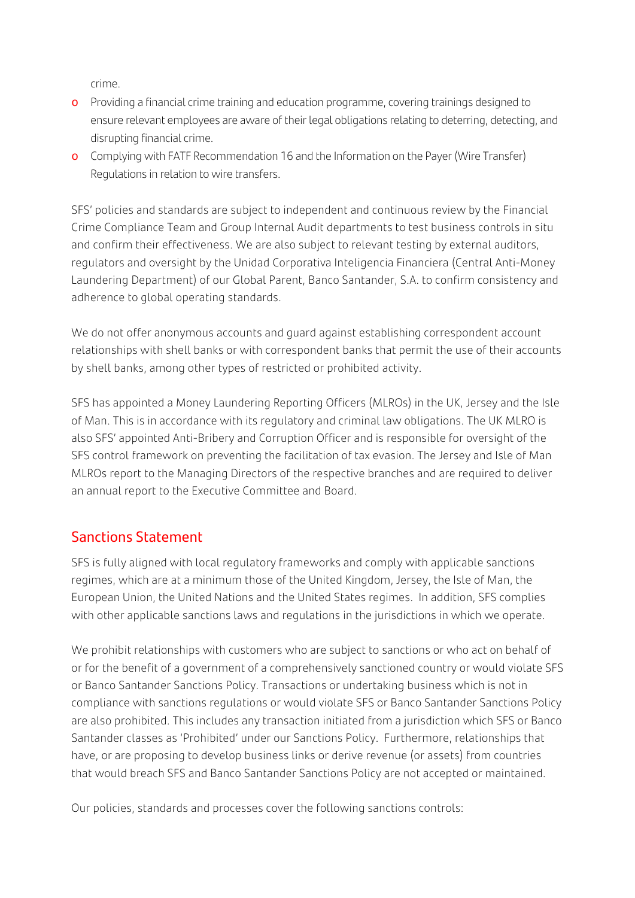crime.

- Providing a financial crime training and education programme, covering trainings designed to ensure relevant employees are aware of their legal obligations relating to deterring, detecting, and disrupting financial crime.
- Complying with FATF Recommendation 16 and the Information on the Payer (Wire Transfer) Regulations in relation to wire transfers.

SFS' policies and standards are subject to independent and continuous review by the Financial Crime Compliance Team and Group Internal Audit departments to test business controls in situ and confirm their effectiveness. We are also subject to relevant testing by external auditors, regulators and oversight by the Unidad Corporativa Inteligencia Financiera (Central Anti-Money Laundering Department) of our Global Parent, Banco Santander, S.A. to confirm consistency and adherence to global operating standards.

We do not offer anonymous accounts and guard against establishing correspondent account relationships with shell banks or with correspondent banks that permit the use of their accounts by shell banks, among other types of restricted or prohibited activity.

SFS has appointed a Money Laundering Reporting Officers (MLROs) in the UK, Jersey and the Isle of Man. This is in accordance with its regulatory and criminal law obligations. The UK MLRO is also SFS' appointed Anti-Bribery and Corruption Officer and is responsible for oversight of the SFS control framework on preventing the facilitation of tax evasion. The Jersey and Isle of Man MLROs report to the Managing Directors of the respective branches and are required to deliver an annual report to the Executive Committee and Board.

## Sanctions Statement

SFS is fully aligned with local regulatory frameworks and comply with applicable sanctions regimes, which are at a minimum those of the United Kingdom, Jersey, the Isle of Man, the European Union, the United Nations and the United States regimes. In addition, SFS complies with other applicable sanctions laws and regulations in the jurisdictions in which we operate.

We prohibit relationships with customers who are subject to sanctions or who act on behalf of or for the benefit of a government of a comprehensively sanctioned country or would violate SFS or Banco Santander Sanctions Policy. Transactions or undertaking business which is not in compliance with sanctions regulations or would violate SFS or Banco Santander Sanctions Policy are also prohibited. This includes any transaction initiated from a jurisdiction which SFS or Banco Santander classes as 'Prohibited' under our Sanctions Policy. Furthermore, relationships that have, or are proposing to develop business links or derive revenue (or assets) from countries that would breach SFS and Banco Santander Sanctions Policy are not accepted or maintained.

Our policies, standards and processes cover the following sanctions controls: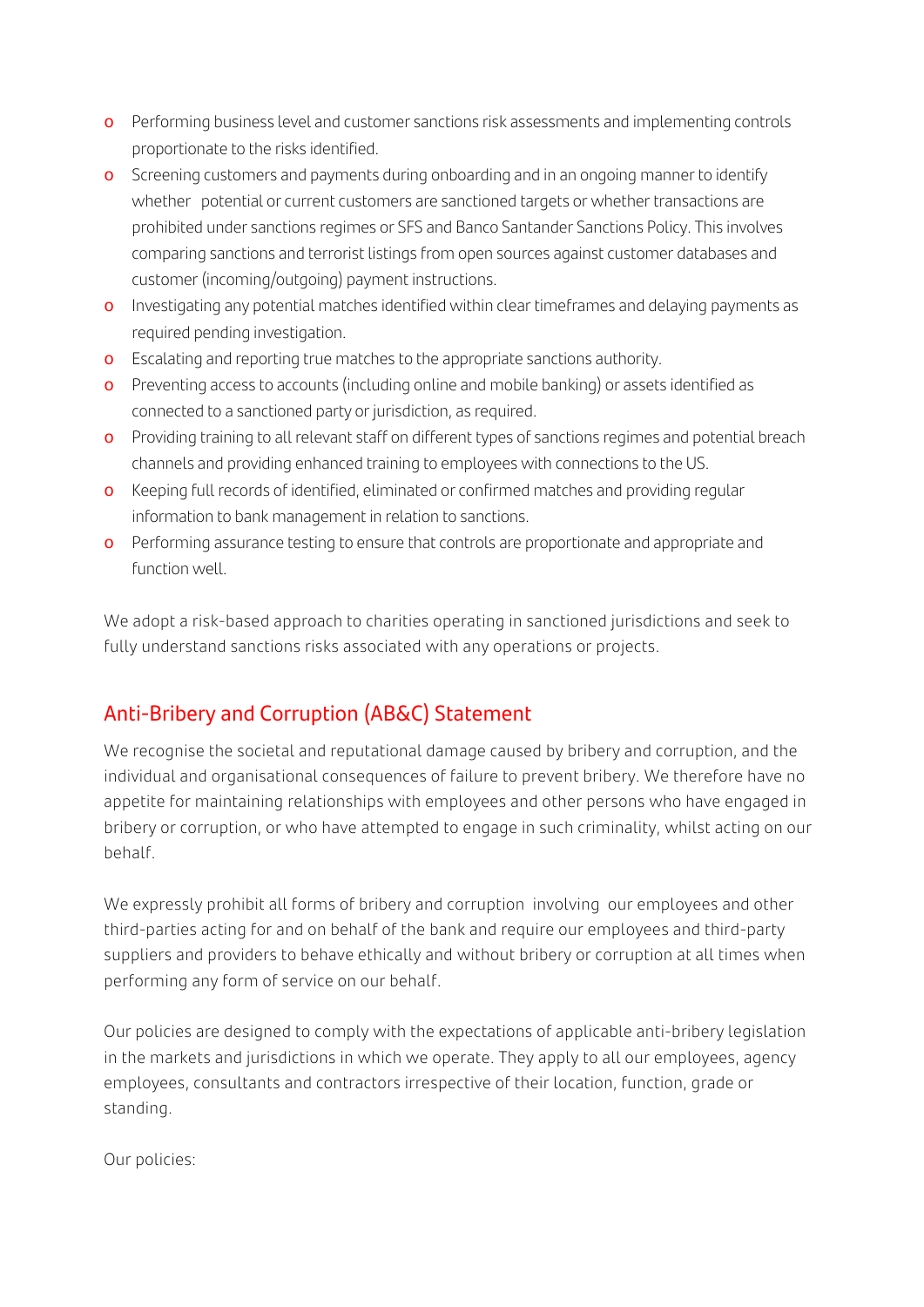- Performing business level and customer sanctions risk assessments and implementing controls proportionate to the risks identified.
- Screening customers and payments during onboarding and in an ongoing manner to identify whether potential or current customers are sanctioned targets or whether transactions are prohibited under sanctions regimes or SFS and Banco Santander Sanctions Policy. This involves comparing sanctions and terrorist listings from open sources against customer databases and customer (incoming/outgoing) payment instructions.
- Investigating any potential matches identified within clear timeframes and delaying payments as required pending investigation.
- Escalating and reporting true matches to the appropriate sanctions authority.
- Preventing access to accounts (including online and mobile banking) or assets identified as connected to a sanctioned party or jurisdiction, as required.
- Providing training to all relevant staff on different types of sanctions regimes and potential breach channels and providing enhanced training to employees with connections to the US.
- Keeping full records of identified, eliminated or confirmed matches and providing regular information to bank management in relation to sanctions.
- Performing assurance testing to ensure that controls are proportionate and appropriate and function well.

We adopt a risk-based approach to charities operating in sanctioned jurisdictions and seek to fully understand sanctions risks associated with any operations or projects.

## Anti-Bribery and Corruption (AB&C) Statement

We recognise the societal and reputational damage caused by bribery and corruption, and the individual and organisational consequences of failure to prevent bribery. We therefore have no appetite for maintaining relationships with employees and other persons who have engaged in bribery or corruption, or who have attempted to engage in such criminality, whilst acting on our behalf.

We expressly prohibit all forms of bribery and corruption involving our employees and other third-parties acting for and on behalf of the bank and require our employees and third-party suppliers and providers to behave ethically and without bribery or corruption at all times when performing any form of service on our behalf.

Our policies are designed to comply with the expectations of applicable anti-bribery legislation in the markets and jurisdictions in which we operate. They apply to all our employees, agency employees, consultants and contractors irrespective of their location, function, grade or standing.

Our policies: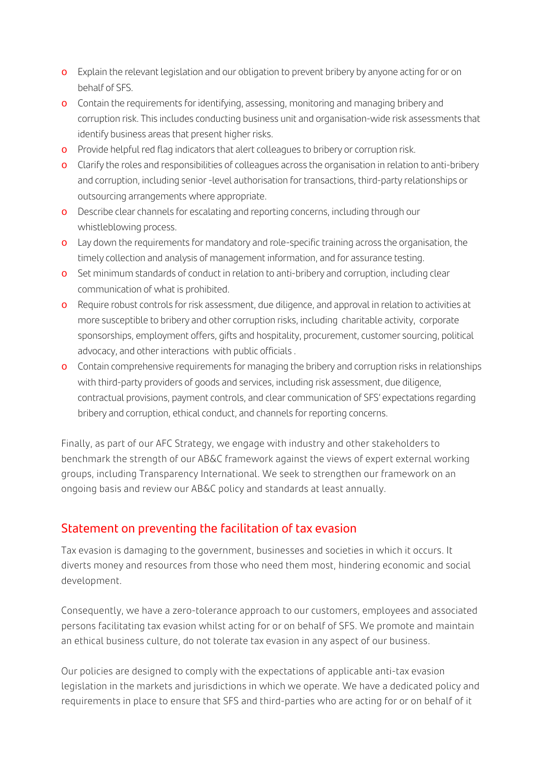- Explain the relevant legislation and our obligation to prevent bribery by anyone acting for or on behalf of SFS.
- Contain the requirements for identifying, assessing, monitoring and managing bribery and corruption risk. This includes conducting business unit and organisation-wide risk assessments that identify business areas that present higher risks.
- Provide helpful red flag indicators that alert colleagues to bribery or corruption risk.
- Clarify the roles and responsibilities of colleagues across the organisation in relation to anti-bribery and corruption, including senior -level authorisation for transactions, third-party relationships or outsourcing arrangements where appropriate.
- Describe clear channels for escalating and reporting concerns, including through our whistleblowing process.
- Lay down the requirements for mandatory and role-specific training across the organisation, the timely collection and analysis of management information, and for assurance testing.
- Set minimum standards of conduct in relation to anti-bribery and corruption, including clear communication of what is prohibited.
- Require robust controls for risk assessment, due diligence, and approval in relation to activities at more susceptible to bribery and other corruption risks, including charitable activity, corporate sponsorships, employment offers, gifts and hospitality, procurement, customer sourcing, political advocacy, and other interactions with public officials .
- Contain comprehensive requirements for managing the bribery and corruption risks in relationships with third-party providers of goods and services, including risk assessment, due diligence, contractual provisions, payment controls, and clear communication of SFS' expectations regarding bribery and corruption, ethical conduct, and channels for reporting concerns.

Finally, as part of our AFC Strategy, we engage with industry and other stakeholders to benchmark the strength of our AB&C framework against the views of expert external working groups, including Transparency International. We seek to strengthen our framework on an ongoing basis and review our AB&C policy and standards at least annually.

## Statement on preventing the facilitation of tax evasion

Tax evasion is damaging to the government, businesses and societies in which it occurs. It diverts money and resources from those who need them most, hindering economic and social development.

Consequently, we have a zero-tolerance approach to our customers, employees and associated persons facilitating tax evasion whilst acting for or on behalf of SFS. We promote and maintain an ethical business culture, do not tolerate tax evasion in any aspect of our business.

Our policies are designed to comply with the expectations of applicable anti-tax evasion legislation in the markets and jurisdictions in which we operate. We have a dedicated policy and requirements in place to ensure that SFS and third-parties who are acting for or on behalf of it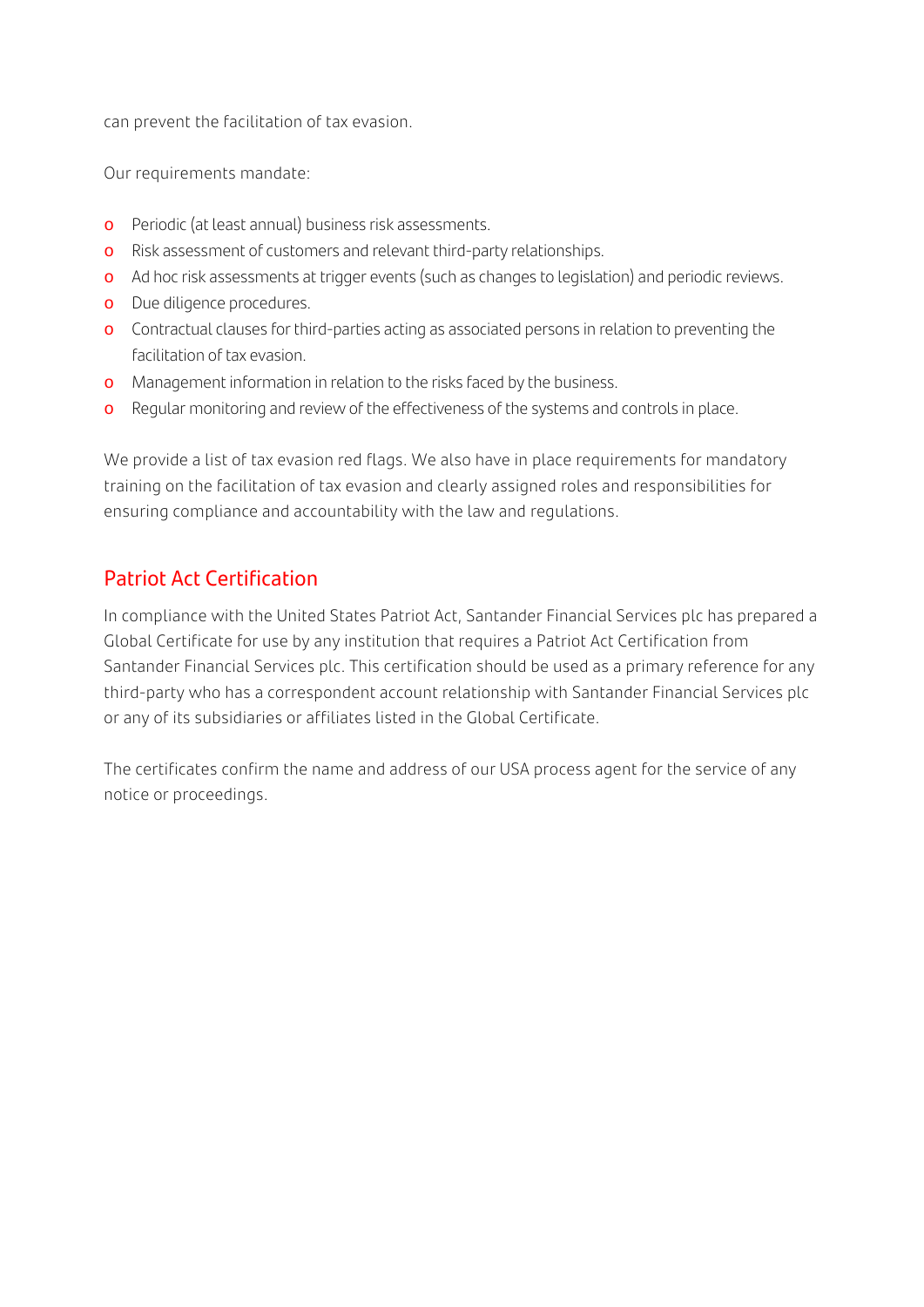can prevent the facilitation of tax evasion.

Our requirements mandate:

- Periodic (at least annual) business risk assessments.
- Risk assessment of customers and relevant third-party relationships.
- Ad hoc risk assessments at trigger events (such as changes to legislation) and periodic reviews.
- Due diligence procedures.
- Contractual clauses for third-parties acting as associated persons in relation to preventing the facilitation of tax evasion.
- Management information in relation to the risks faced by the business.
- Regular monitoring and review of the effectiveness of the systems and controls in place.

We provide a list of tax evasion red flags. We also have in place requirements for mandatory training on the facilitation of tax evasion and clearly assigned roles and responsibilities for ensuring compliance and accountability with the law and regulations.

## Patriot Act Certification

In compliance with the United States Patriot Act, Santander Financial Services plc has prepared a Global Certificate for use by any institution that requires a Patriot Act Certification from Santander Financial Services plc. This certification should be used as a primary reference for any third-party who has a correspondent account relationship with Santander Financial Services plc or any of its subsidiaries or affiliates listed in the Global Certificate.

The certificates confirm the name and address of our USA process agent for the service of any notice or proceedings.